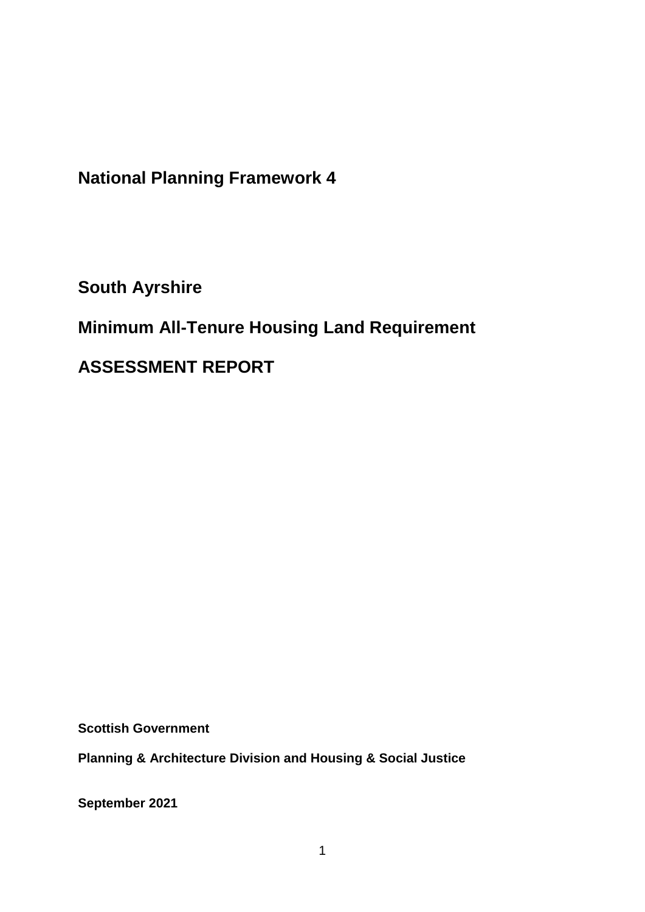# National Planning Framework 4

## South Ayrshire

## Minimum All-Tenure Housing Land Requirement

## ASSESSMENT REPORT

**Scottish Government**

**Planning & Architecture Division and Housing & Social Justice**

**September 2021**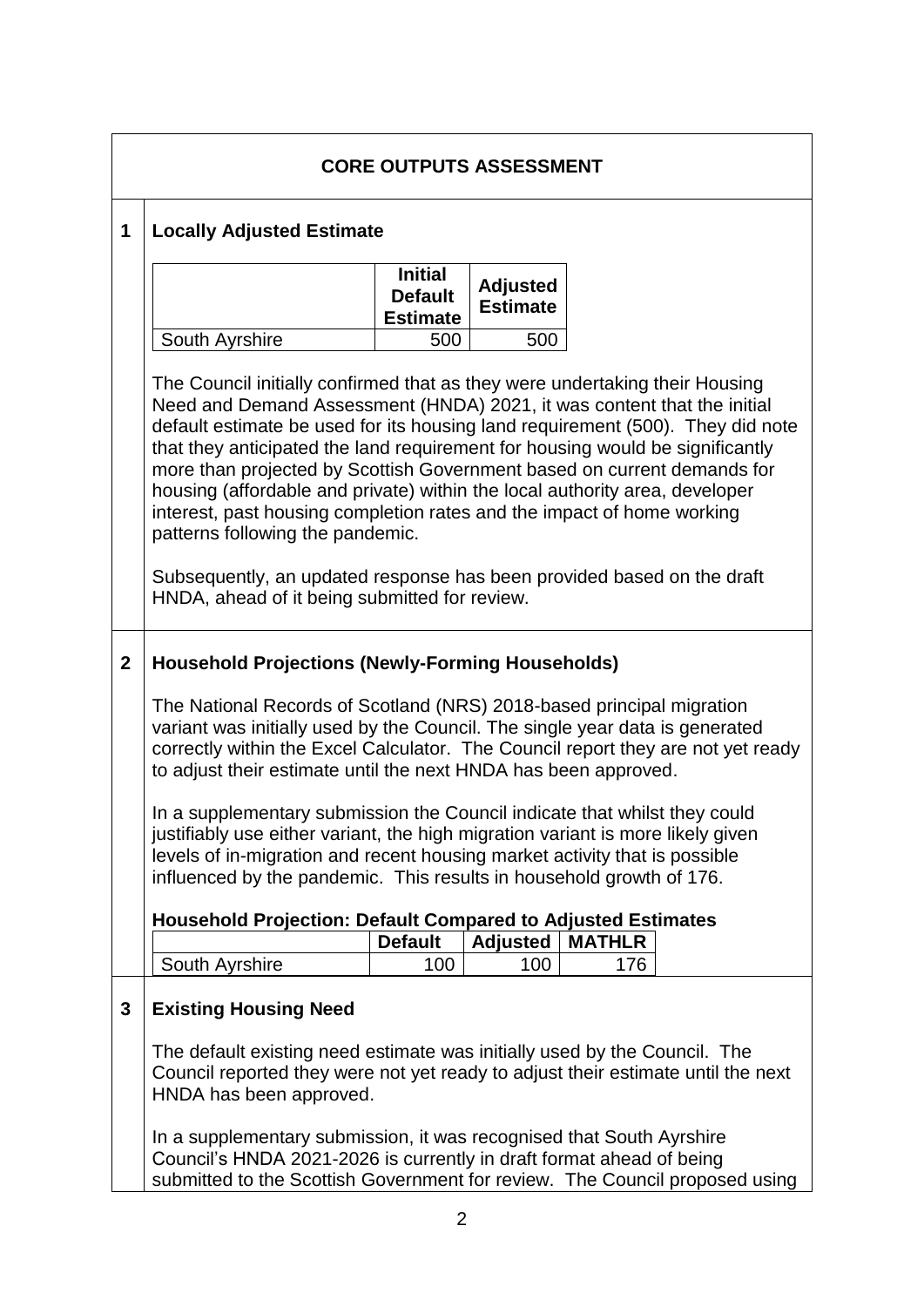## CORE OUTPUTS ASSESSMENT

### 1 Locally Adjusted Estimate

| | Initial Default Estimate | Adjusted Estimate |
|---|---|---|
| South Ayrshire | 500 | 500 |

The Council initially confirmed that as they were undertaking their Housing Need and Demand Assessment (HNDA) 2021, it was content that the initial default estimate be used for its housing land requirement (500). They did note that they anticipated the land requirement for housing would be significantly more than projected by Scottish Government based on current demands for housing (affordable and private) within the local authority area, developer interest, past housing completion rates and the impact of home working patterns following the pandemic.

Subsequently, an updated response has been provided based on the draft HNDA, ahead of it being submitted for review.

### 2 Household Projections (Newly-Forming Households)

The National Records of Scotland (NRS) 2018-based principal migration variant was initially used by the Council. The single year data is generated correctly within the Excel Calculator. The Council report they are not yet ready to adjust their estimate until the next HNDA has been approved.

In a supplementary submission the Council indicate that whilst they could justifiably use either variant, the high migration variant is more likely given levels of in-migration and recent housing market activity that is possible influenced by the pandemic. This results in household growth of 176.

**Household Projection: Default Compared to Adjusted Estimates**

| | Default | Adjusted | MATHLR |
|---|---|---|---|
| South Ayrshire | 100 | 100 | 176 |

### 3 Existing Housing Need

The default existing need estimate was initially used by the Council. The Council reported they were not yet ready to adjust their estimate until the next HNDA has been approved.

In a supplementary submission, it was recognised that South Ayrshire Council's HNDA 2021-2026 is currently in draft format ahead of being submitted to the Scottish Government for review. The Council proposed using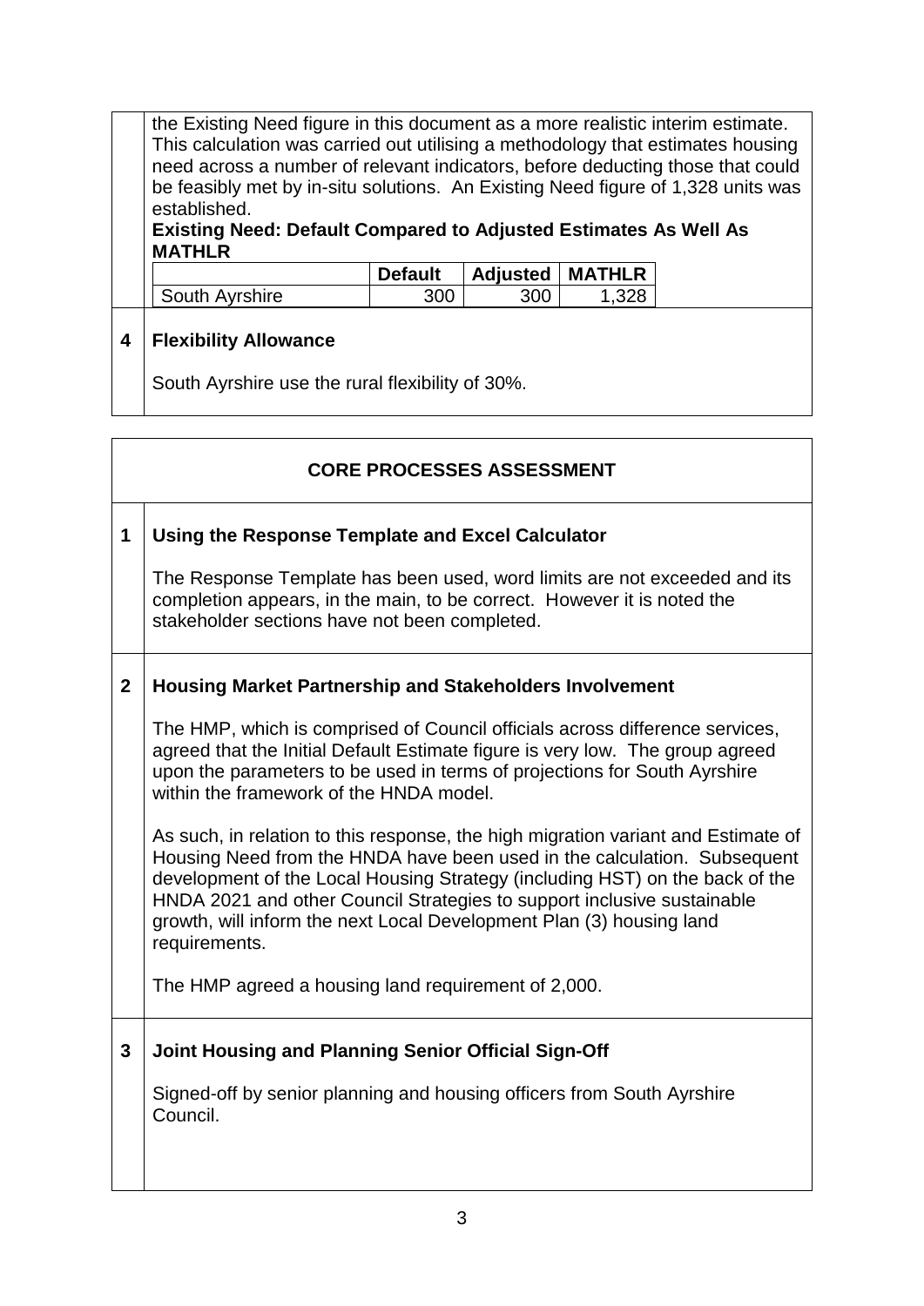the Existing Need figure in this document as a more realistic interim estimate. This calculation was carried out utilising a methodology that estimates housing need across a number of relevant indicators, before deducting those that could be feasibly met by in-situ solutions. An Existing Need figure of 1,328 units was established.

**Existing Need: Default Compared to Adjusted Estimates As Well As MATHLR**

| | Default | Adjusted | MATHLR |
|---|---|---|---|
| South Ayrshire | 300 | 300 | 1,328 |

## 4 Flexibility Allowance

South Ayrshire use the rural flexibility of 30%.

## CORE PROCESSES ASSESSMENT

### 1 Using the Response Template and Excel Calculator

The Response Template has been used, word limits are not exceeded and its completion appears, in the main, to be correct. However it is noted the stakeholder sections have not been completed.

### 2 Housing Market Partnership and Stakeholders Involvement

The HMP, which is comprised of Council officials across difference services, agreed that the Initial Default Estimate figure is very low. The group agreed upon the parameters to be used in terms of projections for South Ayrshire within the framework of the HNDA model.

As such, in relation to this response, the high migration variant and Estimate of Housing Need from the HNDA have been used in the calculation. Subsequent development of the Local Housing Strategy (including HST) on the back of the HNDA 2021 and other Council Strategies to support inclusive sustainable growth, will inform the next Local Development Plan (3) housing land requirements.

The HMP agreed a housing land requirement of 2,000.

### 3 Joint Housing and Planning Senior Official Sign-Off

Signed-off by senior planning and housing officers from South Ayrshire Council.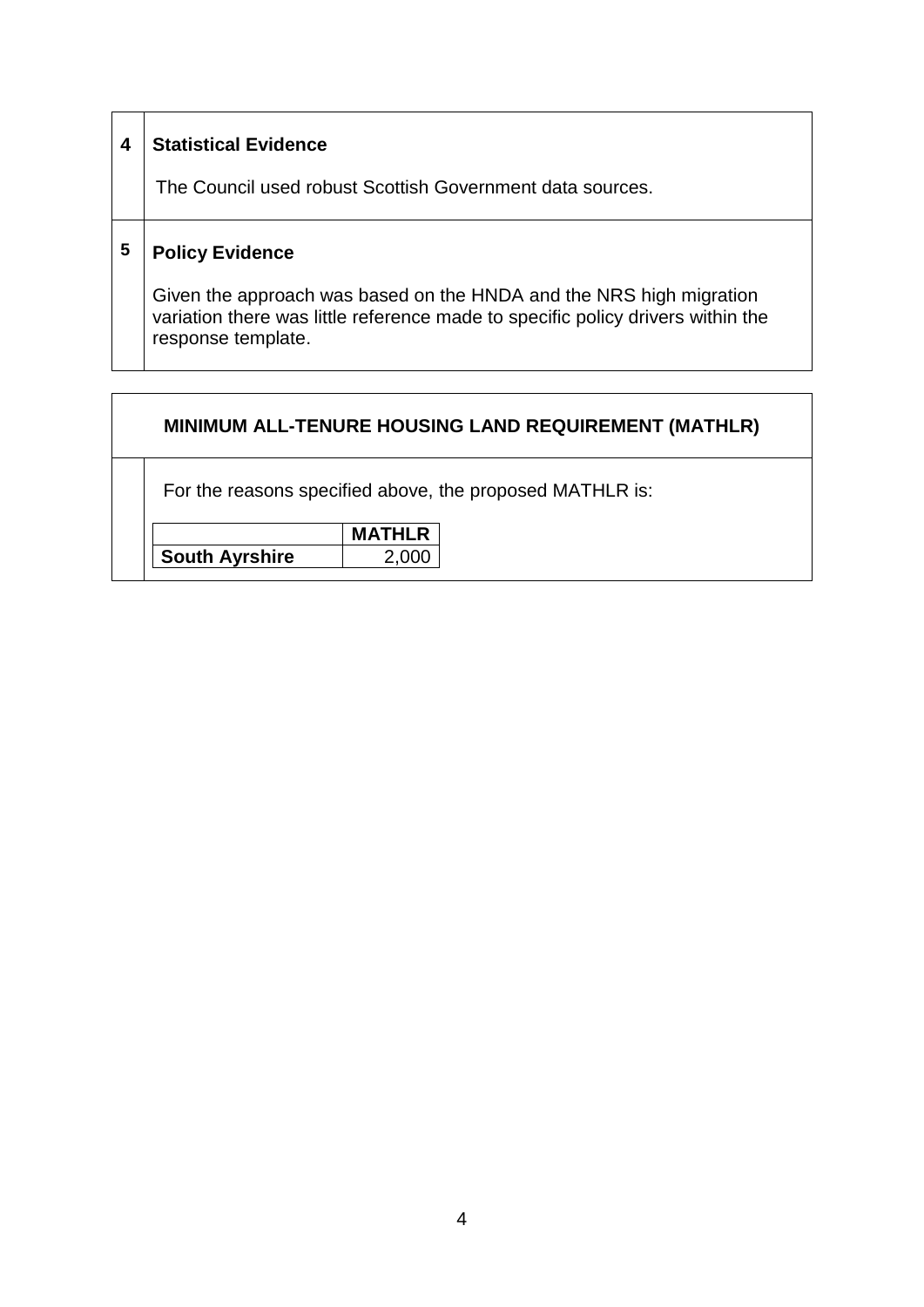| | |
|---|---|
| **4** | **Statistical Evidence**<br><br>The Council used robust Scottish Government data sources. |
| **5** | **Policy Evidence**<br><br>Given the approach was based on the HNDA and the NRS high migration variation there was little reference made to specific policy drivers within the response template. |

## MINIMUM ALL-TENURE HOUSING LAND REQUIREMENT (MATHLR)

For the reasons specified above, the proposed MATHLR is:

| | **MATHLR** |
|---|---|
| **South Ayrshire** | 2,000 |